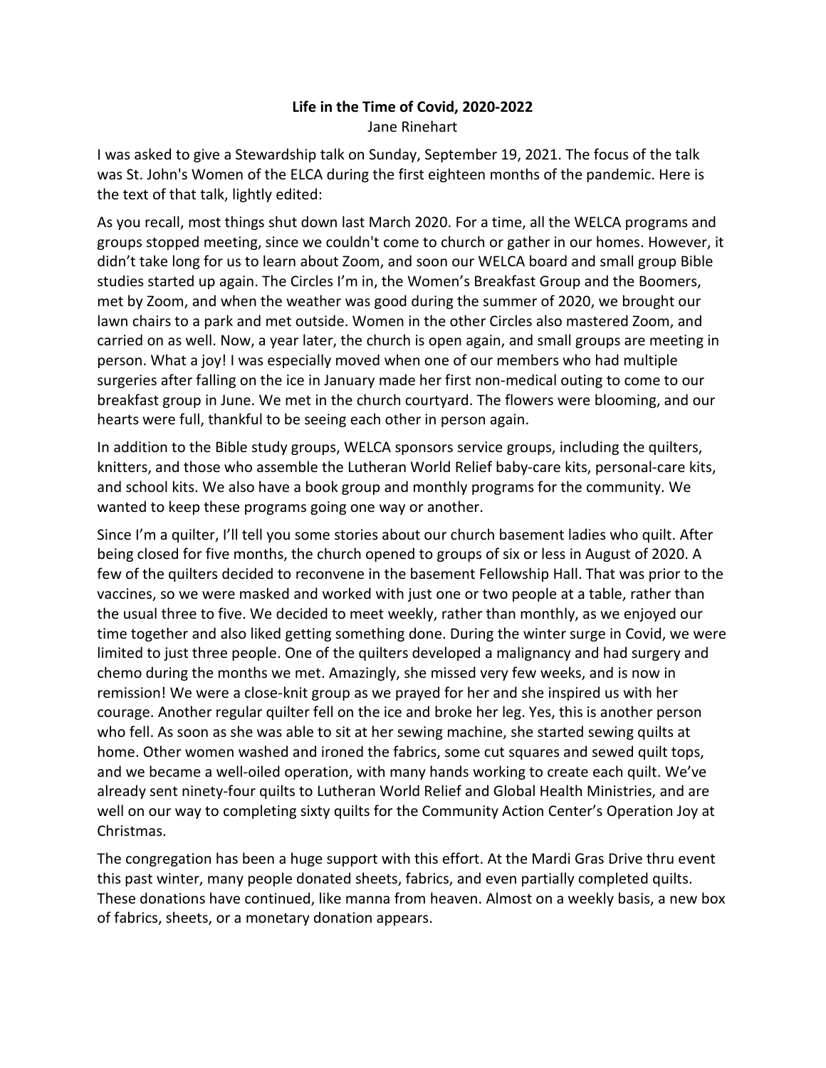# Life in the Time of Covid, 2020-2022

Jane Rinehart

I was asked to give a Stewardship talk on Sunday, September 19, 2021. The focus of the talk was St. John's Women of the ELCA during the first eighteen months of the pandemic. Here is the text of that talk, lightly edited:

As you recall, most things shut down last March 2020. For a time, all the WELCA programs and groups stopped meeting, since we couldn't come to church or gather in our homes. However, it didn't take long for us to learn about Zoom, and soon our WELCA board and small group Bible studies started up again. The Circles I'm in, the Women's Breakfast Group and the Boomers, met by Zoom, and when the weather was good during the summer of 2020, we brought our lawn chairs to a park and met outside. Women in the other Circles also mastered Zoom, and carried on as well. Now, a year later, the church is open again, and small groups are meeting in person. What a joy! I was especially moved when one of our members who had multiple surgeries after falling on the ice in January made her first non-medical outing to come to our breakfast group in June. We met in the church courtyard. The flowers were blooming, and our hearts were full, thankful to be seeing each other in person again.

In addition to the Bible study groups, WELCA sponsors service groups, including the quilters, knitters, and those who assemble the Lutheran World Relief baby-care kits, personal-care kits, and school kits. We also have a book group and monthly programs for the community. We wanted to keep these programs going one way or another.

Since I'm a quilter, I'll tell you some stories about our church basement ladies who quilt. After being closed for five months, the church opened to groups of six or less in August of 2020. A few of the quilters decided to reconvene in the basement Fellowship Hall. That was prior to the vaccines, so we were masked and worked with just one or two people at a table, rather than the usual three to five. We decided to meet weekly, rather than monthly, as we enjoyed our time together and also liked getting something done. During the winter surge in Covid, we were limited to just three people. One of the quilters developed a malignancy and had surgery and chemo during the months we met. Amazingly, she missed very few weeks, and is now in remission! We were a close-knit group as we prayed for her and she inspired us with her courage. Another regular quilter fell on the ice and broke her leg. Yes, this is another person who fell. As soon as she was able to sit at her sewing machine, she started sewing quilts at home. Other women washed and ironed the fabrics, some cut squares and sewed quilt tops, and we became a well-oiled operation, with many hands working to create each quilt. We've already sent ninety-four quilts to Lutheran World Relief and Global Health Ministries, and are well on our way to completing sixty quilts for the Community Action Center's Operation Joy at Christmas.

The congregation has been a huge support with this effort. At the Mardi Gras Drive thru event this past winter, many people donated sheets, fabrics, and even partially completed quilts. These donations have continued, like manna from heaven. Almost on a weekly basis, a new box of fabrics, sheets, or a monetary donation appears.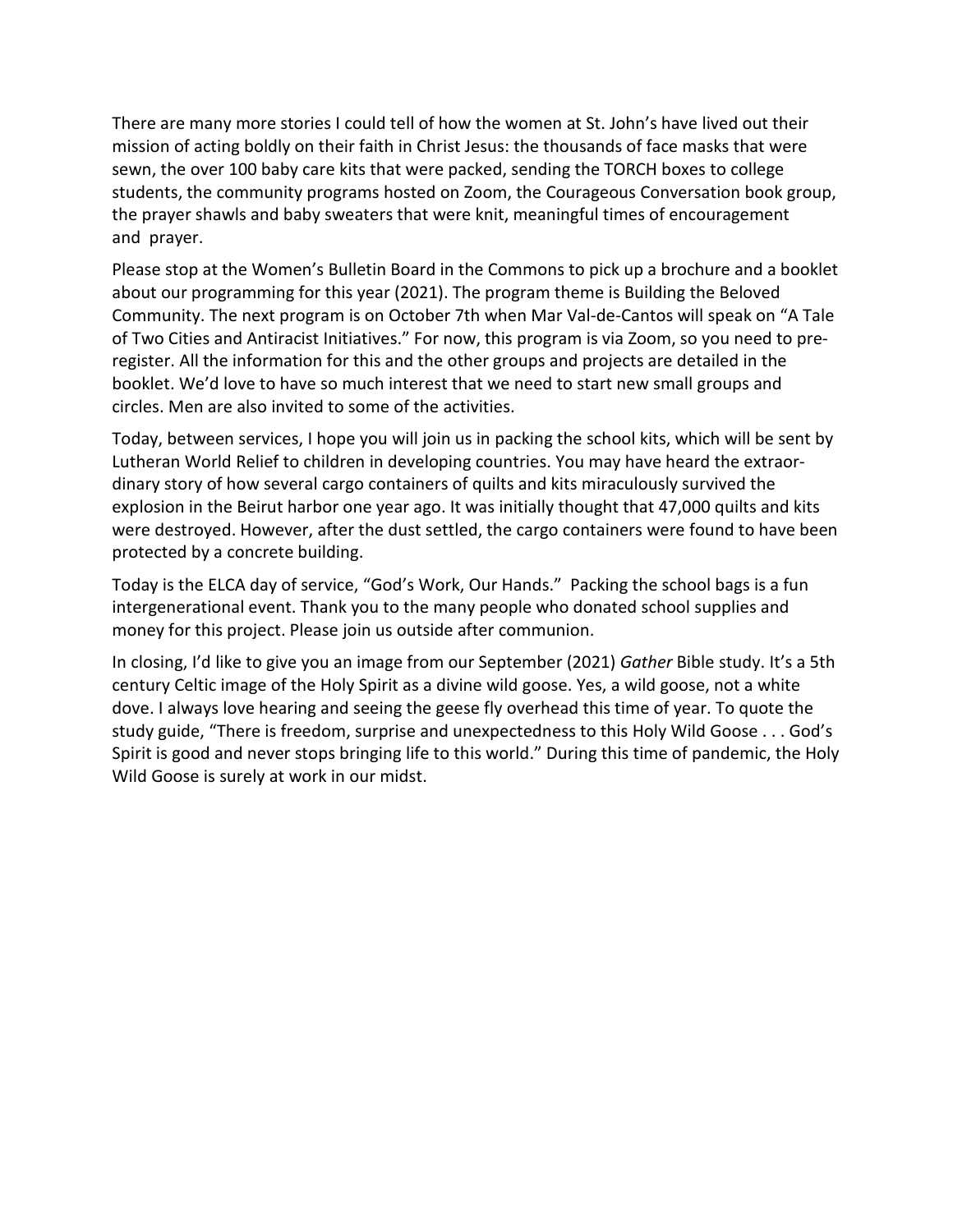There are many more stories I could tell of how the women at St. John's have lived out their mission of acting boldly on their faith in Christ Jesus: the thousands of face masks that were sewn, the over 100 baby care kits that were packed, sending the TORCH boxes to college students, the community programs hosted on Zoom, the Courageous Conversation book group, the prayer shawls and baby sweaters that were knit, meaningful times of encouragement and prayer.

Please stop at the Women's Bulletin Board in the Commons to pick up a brochure and a booklet about our programming for this year (2021). The program theme is Building the Beloved Community. The next program is on October 7th when Mar Val-de-Cantos will speak on "A Tale of Two Cities and Antiracist Initiatives." For now, this program is via Zoom, so you need to pre-register. All the information for this and the other groups and projects are detailed in the booklet. We'd love to have so much interest that we need to start new small groups and circles. Men are also invited to some of the activities.

Today, between services, I hope you will join us in packing the school kits, which will be sent by Lutheran World Relief to children in developing countries. You may have heard the extraordinary story of how several cargo containers of quilts and kits miraculously survived the explosion in the Beirut harbor one year ago. It was initially thought that 47,000 quilts and kits were destroyed. However, after the dust settled, the cargo containers were found to have been protected by a concrete building.

Today is the ELCA day of service, "God's Work, Our Hands." Packing the school bags is a fun intergenerational event. Thank you to the many people who donated school supplies and money for this project. Please join us outside after communion.

In closing, I'd like to give you an image from our September (2021) *Gather* Bible study. It's a 5th century Celtic image of the Holy Spirit as a divine wild goose. Yes, a wild goose, not a white dove. I always love hearing and seeing the geese fly overhead this time of year. To quote the study guide, "There is freedom, surprise and unexpectedness to this Holy Wild Goose . . . God's Spirit is good and never stops bringing life to this world." During this time of pandemic, the Holy Wild Goose is surely at work in our midst.